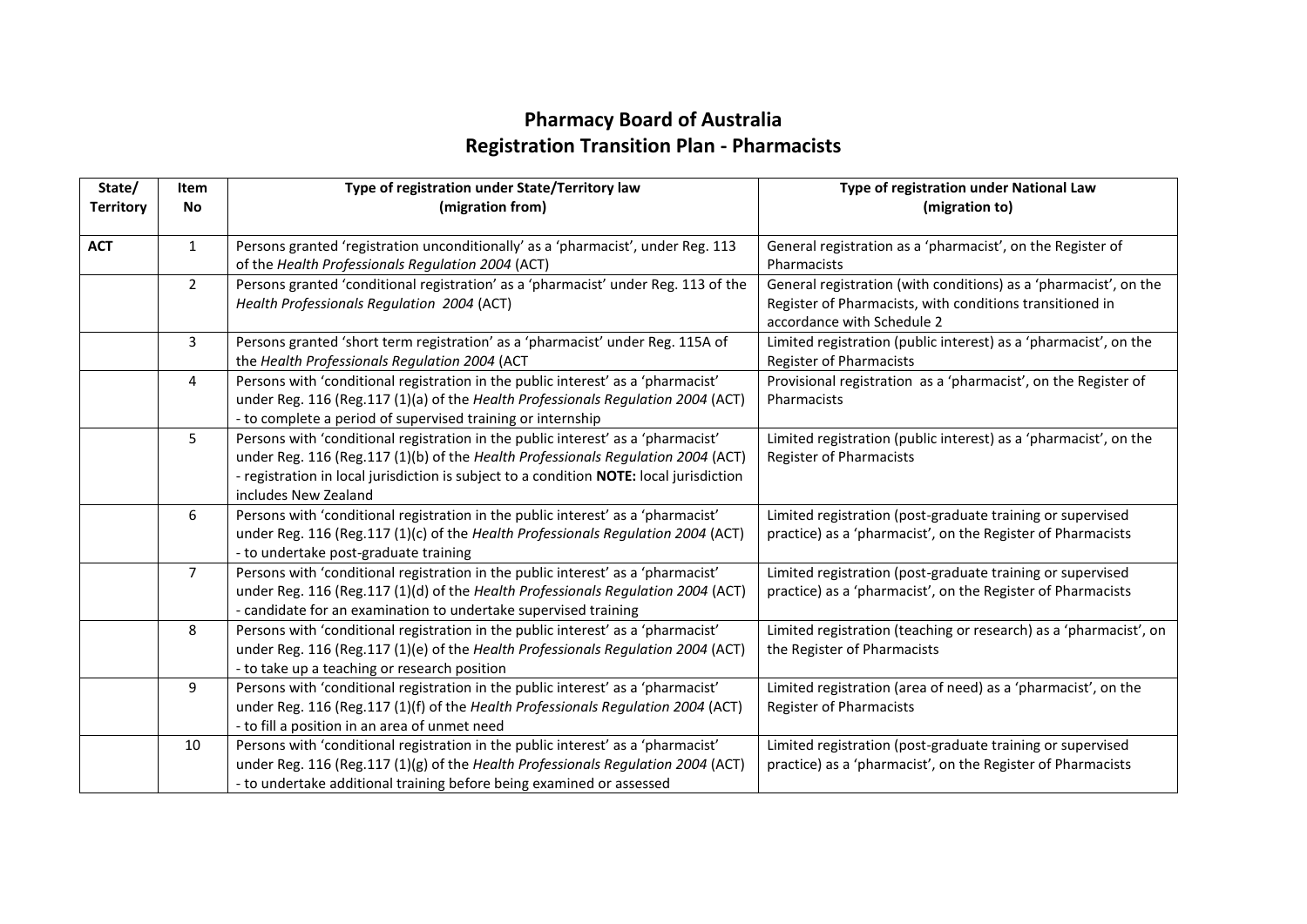# Pharmacy Board of Australia
## Registration Transition Plan - Pharmacists

| State/ Territory | Item No | Type of registration under State/Territory law (migration from) | Type of registration under National Law (migration to) |
|---|---|---|---|
| **ACT** | 1 | Persons granted 'registration unconditionally' as a 'pharmacist', under Reg. 113 of the *Health Professionals Regulation 2004* (ACT) | General registration as a 'pharmacist', on the Register of Pharmacists |
| | 2 | Persons granted 'conditional registration' as a 'pharmacist' under Reg. 113 of the *Health Professionals Regulation 2004* (ACT) | General registration (with conditions) as a 'pharmacist', on the Register of Pharmacists, with conditions transitioned in accordance with Schedule 2 |
| | 3 | Persons granted 'short term registration' as a 'pharmacist' under Reg. 115A of the *Health Professionals Regulation 2004* (ACT | Limited registration (public interest) as a 'pharmacist', on the Register of Pharmacists |
| | 4 | Persons with 'conditional registration in the public interest' as a 'pharmacist' under Reg. 116 (Reg.117 (1)(a) of the *Health Professionals Regulation 2004* (ACT) - to complete a period of supervised training or internship | Provisional registration as a 'pharmacist', on the Register of Pharmacists |
| | 5 | Persons with 'conditional registration in the public interest' as a 'pharmacist' under Reg. 116 (Reg.117 (1)(b) of the *Health Professionals Regulation 2004* (ACT) - registration in local jurisdiction is subject to a condition **NOTE:** local jurisdiction includes New Zealand | Limited registration (public interest) as a 'pharmacist', on the Register of Pharmacists |
| | 6 | Persons with 'conditional registration in the public interest' as a 'pharmacist' under Reg. 116 (Reg.117 (1)(c) of the *Health Professionals Regulation 2004* (ACT) - to undertake post-graduate training | Limited registration (post-graduate training or supervised practice) as a 'pharmacist', on the Register of Pharmacists |
| | 7 | Persons with 'conditional registration in the public interest' as a 'pharmacist' under Reg. 116 (Reg.117 (1)(d) of the *Health Professionals Regulation 2004* (ACT) - candidate for an examination to undertake supervised training | Limited registration (post-graduate training or supervised practice) as a 'pharmacist', on the Register of Pharmacists |
| | 8 | Persons with 'conditional registration in the public interest' as a 'pharmacist' under Reg. 116 (Reg.117 (1)(e) of the *Health Professionals Regulation 2004* (ACT) - to take up a teaching or research position | Limited registration (teaching or research) as a 'pharmacist', on the Register of Pharmacists |
| | 9 | Persons with 'conditional registration in the public interest' as a 'pharmacist' under Reg. 116 (Reg.117 (1)(f) of the *Health Professionals Regulation 2004* (ACT) - to fill a position in an area of unmet need | Limited registration (area of need) as a 'pharmacist', on the Register of Pharmacists |
| | 10 | Persons with 'conditional registration in the public interest' as a 'pharmacist' under Reg. 116 (Reg.117 (1)(g) of the *Health Professionals Regulation 2004* (ACT) - to undertake additional training before being examined or assessed | Limited registration (post-graduate training or supervised practice) as a 'pharmacist', on the Register of Pharmacists |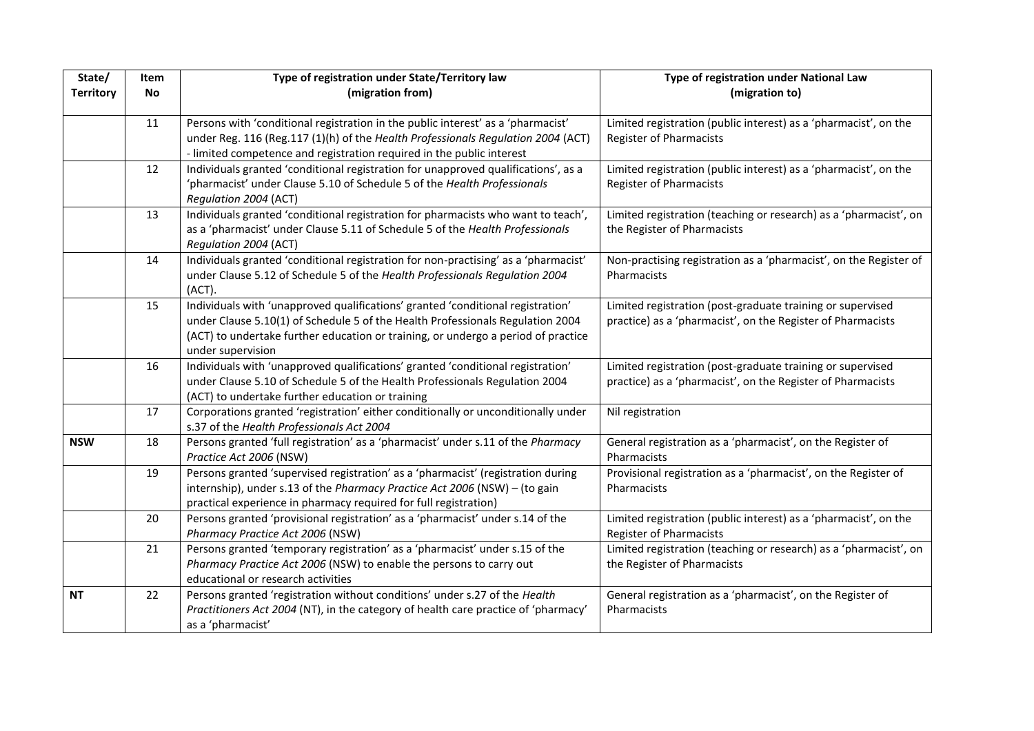| State/ Territory | Item No | Type of registration under State/Territory law (migration from) | Type of registration under National Law (migration to) |
|---|---|---|---|
| | 11 | Persons with 'conditional registration in the public interest' as a 'pharmacist' under Reg. 116 (Reg.117 (1)(h) of the *Health Professionals Regulation 2004* (ACT) - limited competence and registration required in the public interest | Limited registration (public interest) as a 'pharmacist', on the Register of Pharmacists |
| | 12 | Individuals granted 'conditional registration for unapproved qualifications', as a 'pharmacist' under Clause 5.10 of Schedule 5 of the *Health Professionals Regulation 2004* (ACT) | Limited registration (public interest) as a 'pharmacist', on the Register of Pharmacists |
| | 13 | Individuals granted 'conditional registration for pharmacists who want to teach', as a 'pharmacist' under Clause 5.11 of Schedule 5 of the *Health Professionals Regulation 2004* (ACT) | Limited registration (teaching or research) as a 'pharmacist', on the Register of Pharmacists |
| | 14 | Individuals granted 'conditional registration for non-practising' as a 'pharmacist' under Clause 5.12 of Schedule 5 of the *Health Professionals Regulation 2004* (ACT). | Non-practising registration as a 'pharmacist', on the Register of Pharmacists |
| | 15 | Individuals with 'unapproved qualifications' granted 'conditional registration' under Clause 5.10(1) of Schedule 5 of the Health Professionals Regulation 2004 (ACT) to undertake further education or training, or undergo a period of practice under supervision | Limited registration (post-graduate training or supervised practice) as a 'pharmacist', on the Register of Pharmacists |
| | 16 | Individuals with 'unapproved qualifications' granted 'conditional registration' under Clause 5.10 of Schedule 5 of the Health Professionals Regulation 2004 (ACT) to undertake further education or training | Limited registration (post-graduate training or supervised practice) as a 'pharmacist', on the Register of Pharmacists |
| | 17 | Corporations granted 'registration' either conditionally or unconditionally under s.37 of the *Health Professionals Act 2004* | Nil registration |
| **NSW** | 18 | Persons granted 'full registration' as a 'pharmacist' under s.11 of the *Pharmacy Practice Act 2006* (NSW) | General registration as a 'pharmacist', on the Register of Pharmacists |
| | 19 | Persons granted 'supervised registration' as a 'pharmacist' (registration during internship), under s.13 of the *Pharmacy Practice Act 2006* (NSW) – (to gain practical experience in pharmacy required for full registration) | Provisional registration as a 'pharmacist', on the Register of Pharmacists |
| | 20 | Persons granted 'provisional registration' as a 'pharmacist' under s.14 of the *Pharmacy Practice Act 2006* (NSW) | Limited registration (public interest) as a 'pharmacist', on the Register of Pharmacists |
| | 21 | Persons granted 'temporary registration' as a 'pharmacist' under s.15 of the *Pharmacy Practice Act 2006* (NSW) to enable the persons to carry out educational or research activities | Limited registration (teaching or research) as a 'pharmacist', on the Register of Pharmacists |
| **NT** | 22 | Persons granted 'registration without conditions' under s.27 of the *Health Practitioners Act 2004* (NT), in the category of health care practice of 'pharmacy' as a 'pharmacist' | General registration as a 'pharmacist', on the Register of Pharmacists |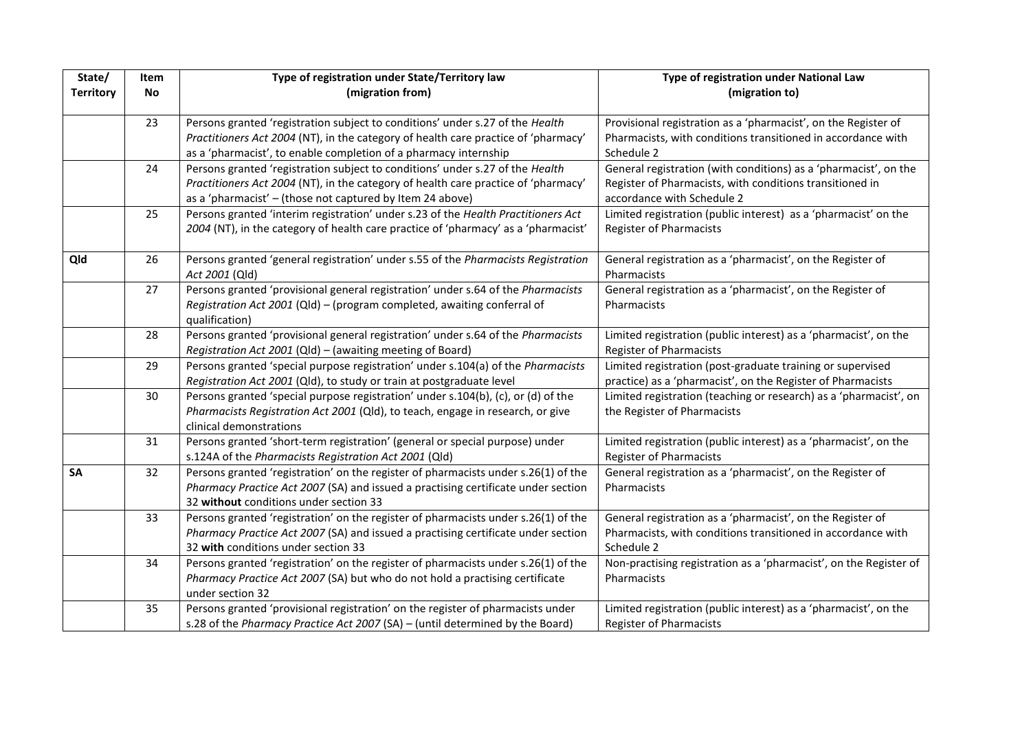| State/ Territory | Item No | Type of registration under State/Territory law (migration from) | Type of registration under National Law (migration to) |
|---|---|---|---|
| | 23 | Persons granted 'registration subject to conditions' under s.27 of the *Health Practitioners Act 2004* (NT), in the category of health care practice of 'pharmacy' as a 'pharmacist', to enable completion of a pharmacy internship | Provisional registration as a 'pharmacist', on the Register of Pharmacists, with conditions transitioned in accordance with Schedule 2 |
| | 24 | Persons granted 'registration subject to conditions' under s.27 of the *Health Practitioners Act 2004* (NT), in the category of health care practice of 'pharmacy' as a 'pharmacist' – (those not captured by Item 24 above) | General registration (with conditions) as a 'pharmacist', on the Register of Pharmacists, with conditions transitioned in accordance with Schedule 2 |
| | 25 | Persons granted 'interim registration' under s.23 of the *Health Practitioners Act 2004* (NT), in the category of health care practice of 'pharmacy' as a 'pharmacist' | Limited registration (public interest) as a 'pharmacist' on the Register of Pharmacists |
| **Qld** | 26 | Persons granted 'general registration' under s.55 of the *Pharmacists Registration Act 2001* (Qld) | General registration as a 'pharmacist', on the Register of Pharmacists |
| | 27 | Persons granted 'provisional general registration' under s.64 of the *Pharmacists Registration Act 2001* (Qld) – (program completed, awaiting conferral of qualification) | General registration as a 'pharmacist', on the Register of Pharmacists |
| | 28 | Persons granted 'provisional general registration' under s.64 of the *Pharmacists Registration Act 2001* (Qld) – (awaiting meeting of Board) | Limited registration (public interest) as a 'pharmacist', on the Register of Pharmacists |
| | 29 | Persons granted 'special purpose registration' under s.104(a) of the *Pharmacists Registration Act 2001* (Qld), to study or train at postgraduate level | Limited registration (post-graduate training or supervised practice) as a 'pharmacist', on the Register of Pharmacists |
| | 30 | Persons granted 'special purpose registration' under s.104(b), (c), or (d) of the *Pharmacists Registration Act 2001* (Qld), to teach, engage in research, or give clinical demonstrations | Limited registration (teaching or research) as a 'pharmacist', on the Register of Pharmacists |
| | 31 | Persons granted 'short-term registration' (general or special purpose) under s.124A of the *Pharmacists Registration Act 2001* (Qld) | Limited registration (public interest) as a 'pharmacist', on the Register of Pharmacists |
| **SA** | 32 | Persons granted 'registration' on the register of pharmacists under s.26(1) of the *Pharmacy Practice Act 2007* (SA) and issued a practising certificate under section 32 **without** conditions under section 33 | General registration as a 'pharmacist', on the Register of Pharmacists |
| | 33 | Persons granted 'registration' on the register of pharmacists under s.26(1) of the *Pharmacy Practice Act 2007* (SA) and issued a practising certificate under section 32 **with** conditions under section 33 | General registration as a 'pharmacist', on the Register of Pharmacists, with conditions transitioned in accordance with Schedule 2 |
| | 34 | Persons granted 'registration' on the register of pharmacists under s.26(1) of the *Pharmacy Practice Act 2007* (SA) but who do not hold a practising certificate under section 32 | Non-practising registration as a 'pharmacist', on the Register of Pharmacists |
| | 35 | Persons granted 'provisional registration' on the register of pharmacists under s.28 of the *Pharmacy Practice Act 2007* (SA) – (until determined by the Board) | Limited registration (public interest) as a 'pharmacist', on the Register of Pharmacists |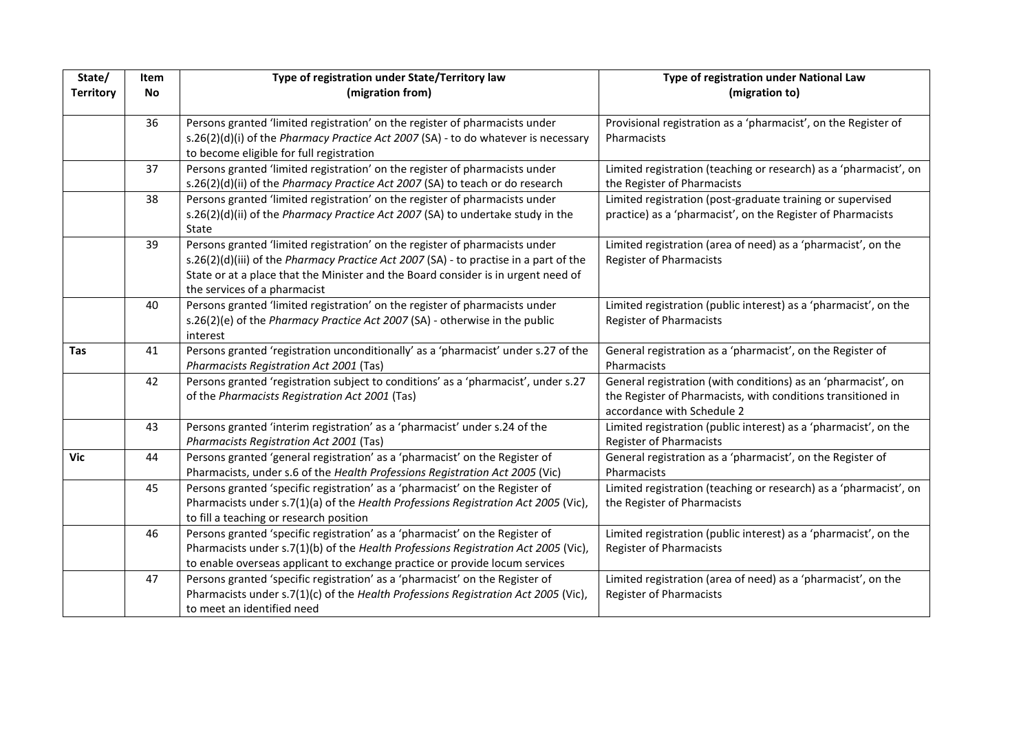| State/ Territory | Item No | Type of registration under State/Territory law (migration from) | Type of registration under National Law (migration to) |
|---|---|---|---|
| | 36 | Persons granted 'limited registration' on the register of pharmacists under s.26(2)(d)(i) of the *Pharmacy Practice Act 2007* (SA) - to do whatever is necessary to become eligible for full registration | Provisional registration as a 'pharmacist', on the Register of Pharmacists |
| | 37 | Persons granted 'limited registration' on the register of pharmacists under s.26(2)(d)(ii) of the *Pharmacy Practice Act 2007* (SA) to teach or do research | Limited registration (teaching or research) as a 'pharmacist', on the Register of Pharmacists |
| | 38 | Persons granted 'limited registration' on the register of pharmacists under s.26(2)(d)(ii) of the *Pharmacy Practice Act 2007* (SA) to undertake study in the State | Limited registration (post-graduate training or supervised practice) as a 'pharmacist', on the Register of Pharmacists |
| | 39 | Persons granted 'limited registration' on the register of pharmacists under s.26(2)(d)(iii) of the *Pharmacy Practice Act 2007* (SA) - to practise in a part of the State or at a place that the Minister and the Board consider is in urgent need of the services of a pharmacist | Limited registration (area of need) as a 'pharmacist', on the Register of Pharmacists |
| | 40 | Persons granted 'limited registration' on the register of pharmacists under s.26(2)(e) of the *Pharmacy Practice Act 2007* (SA) - otherwise in the public interest | Limited registration (public interest) as a 'pharmacist', on the Register of Pharmacists |
| **Tas** | 41 | Persons granted 'registration unconditionally' as a 'pharmacist' under s.27 of the *Pharmacists Registration Act 2001* (Tas) | General registration as a 'pharmacist', on the Register of Pharmacists |
| | 42 | Persons granted 'registration subject to conditions' as a 'pharmacist', under s.27 of the *Pharmacists Registration Act 2001* (Tas) | General registration (with conditions) as an 'pharmacist', on the Register of Pharmacists, with conditions transitioned in accordance with Schedule 2 |
| | 43 | Persons granted 'interim registration' as a 'pharmacist' under s.24 of the *Pharmacists Registration Act 2001* (Tas) | Limited registration (public interest) as a 'pharmacist', on the Register of Pharmacists |
| **Vic** | 44 | Persons granted 'general registration' as a 'pharmacist' on the Register of Pharmacists, under s.6 of the *Health Professions Registration Act 2005* (Vic) | General registration as a 'pharmacist', on the Register of Pharmacists |
| | 45 | Persons granted 'specific registration' as a 'pharmacist' on the Register of Pharmacists under s.7(1)(a) of the *Health Professions Registration Act 2005* (Vic), to fill a teaching or research position | Limited registration (teaching or research) as a 'pharmacist', on the Register of Pharmacists |
| | 46 | Persons granted 'specific registration' as a 'pharmacist' on the Register of Pharmacists under s.7(1)(b) of the *Health Professions Registration Act 2005* (Vic), to enable overseas applicant to exchange practice or provide locum services | Limited registration (public interest) as a 'pharmacist', on the Register of Pharmacists |
| | 47 | Persons granted 'specific registration' as a 'pharmacist' on the Register of Pharmacists under s.7(1)(c) of the *Health Professions Registration Act 2005* (Vic), to meet an identified need | Limited registration (area of need) as a 'pharmacist', on the Register of Pharmacists |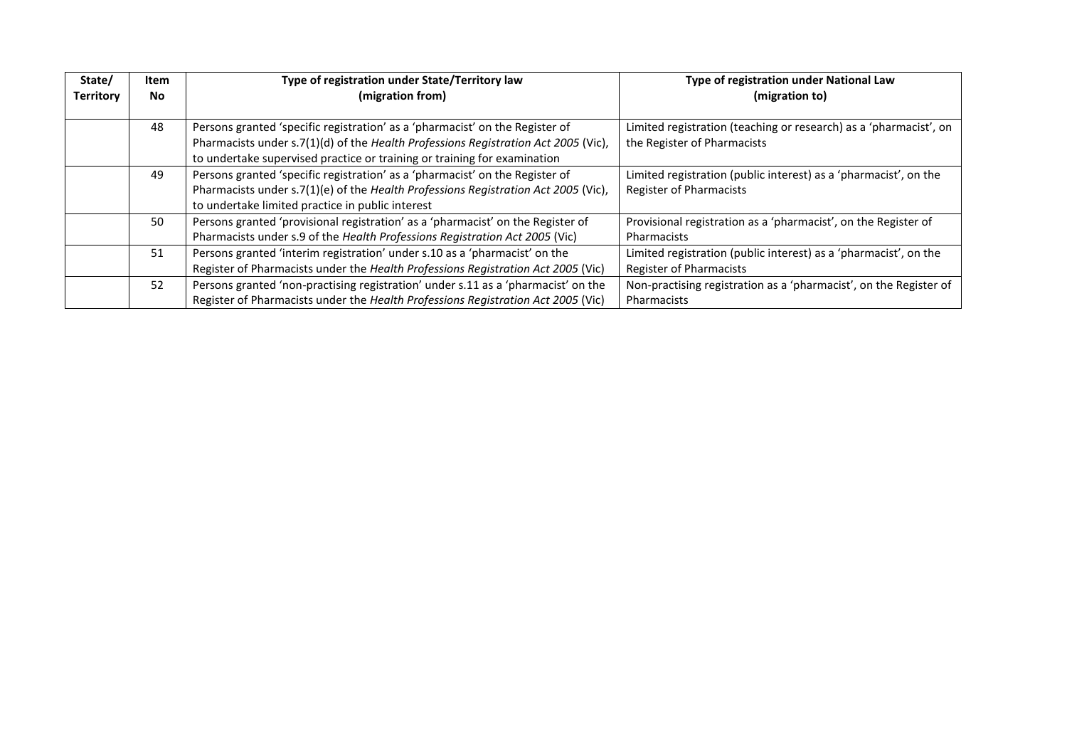| State/ Territory | Item No | Type of registration under State/Territory law (migration from) | Type of registration under National Law (migration to) |
|---|---|---|---|
| | 48 | Persons granted 'specific registration' as a 'pharmacist' on the Register of Pharmacists under s.7(1)(d) of the *Health Professions Registration Act 2005* (Vic), to undertake supervised practice or training or training for examination | Limited registration (teaching or research) as a 'pharmacist', on the Register of Pharmacists |
| | 49 | Persons granted 'specific registration' as a 'pharmacist' on the Register of Pharmacists under s.7(1)(e) of the *Health Professions Registration Act 2005* (Vic), to undertake limited practice in public interest | Limited registration (public interest) as a 'pharmacist', on the Register of Pharmacists |
| | 50 | Persons granted 'provisional registration' as a 'pharmacist' on the Register of Pharmacists under s.9 of the *Health Professions Registration Act 2005* (Vic) | Provisional registration as a 'pharmacist', on the Register of Pharmacists |
| | 51 | Persons granted 'interim registration' under s.10 as a 'pharmacist' on the Register of Pharmacists under the *Health Professions Registration Act 2005* (Vic) | Limited registration (public interest) as a 'pharmacist', on the Register of Pharmacists |
| | 52 | Persons granted 'non-practising registration' under s.11 as a 'pharmacist' on the Register of Pharmacists under the *Health Professions Registration Act 2005* (Vic) | Non-practising registration as a 'pharmacist', on the Register of Pharmacists |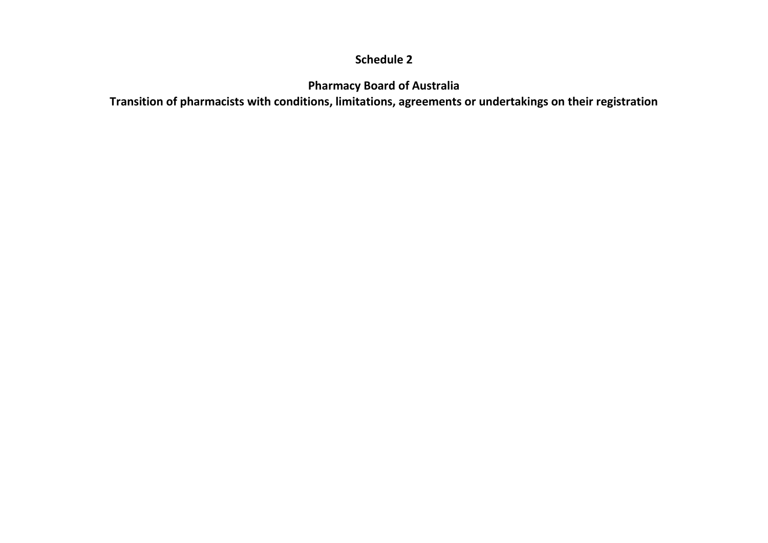**Schedule 2**

**Pharmacy Board of Australia**

**Transition of pharmacists with conditions, limitations, agreements or undertakings on their registration**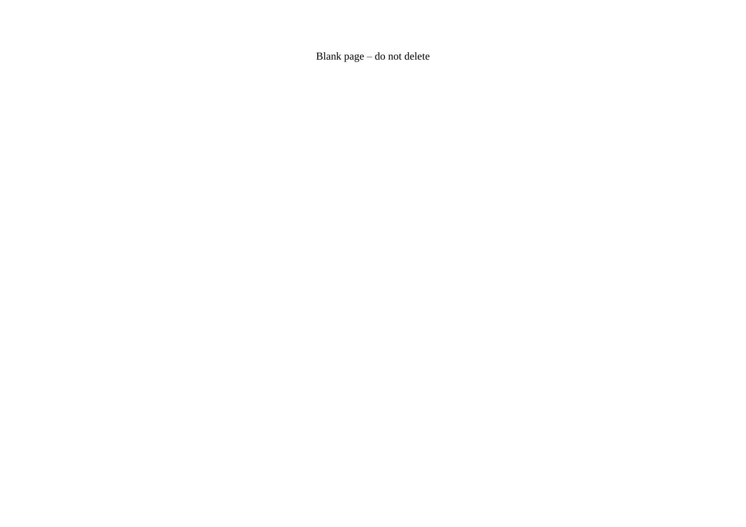Blank page – do not delete